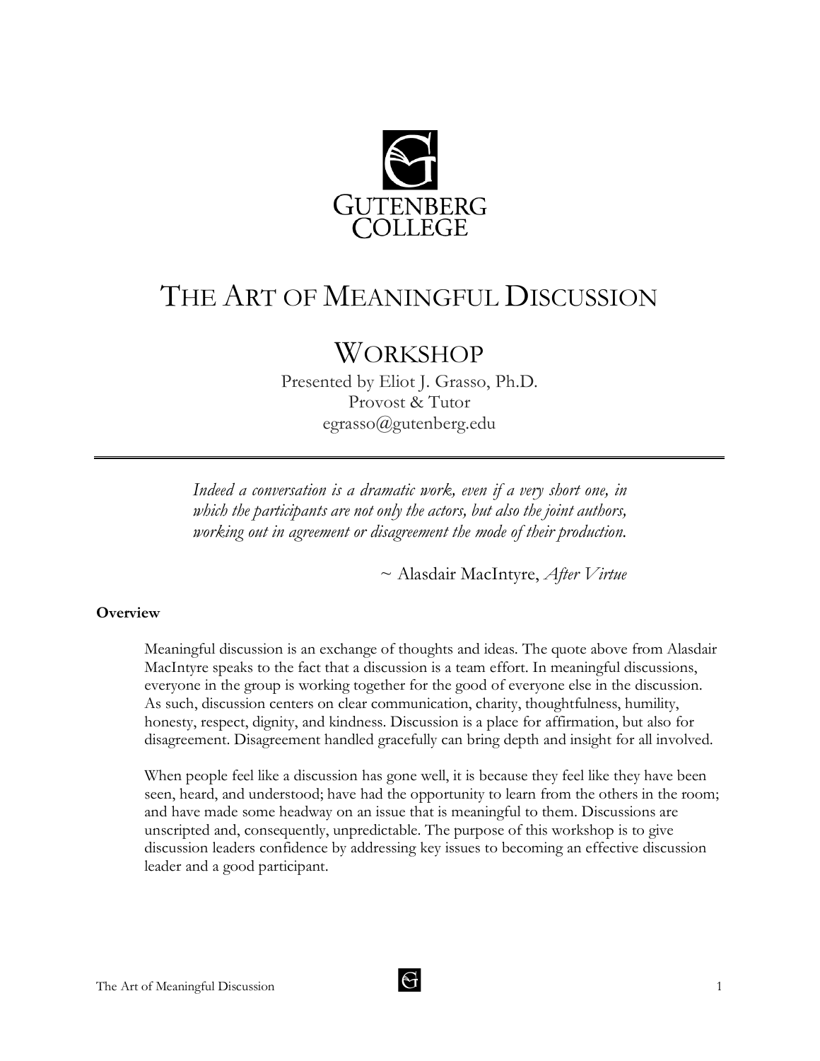GUTENBERG COLLEGE

# THE ART OF MEANINGFUL DISCUSSION

## WORKSHOP

Presented by Eliot J. Grasso, Ph.D.
Provost & Tutor
egrasso@gutenberg.edu

---

> *Indeed a conversation is a dramatic work, even if a very short one, in which the participants are not only the actors, but also the joint authors, working out in agreement or disagreement the mode of their production.*
>
> ~ Alasdair MacIntyre, *After Virtue*

**Overview**

Meaningful discussion is an exchange of thoughts and ideas. The quote above from Alasdair MacIntyre speaks to the fact that a discussion is a team effort. In meaningful discussions, everyone in the group is working together for the good of everyone else in the discussion. As such, discussion centers on clear communication, charity, thoughtfulness, humility, honesty, respect, dignity, and kindness. Discussion is a place for affirmation, but also for disagreement. Disagreement handled gracefully can bring depth and insight for all involved.

When people feel like a discussion has gone well, it is because they feel like they have been seen, heard, and understood; have had the opportunity to learn from the others in the room; and have made some headway on an issue that is meaningful to them. Discussions are unscripted and, consequently, unpredictable. The purpose of this workshop is to give discussion leaders confidence by addressing key issues to becoming an effective discussion leader and a good participant.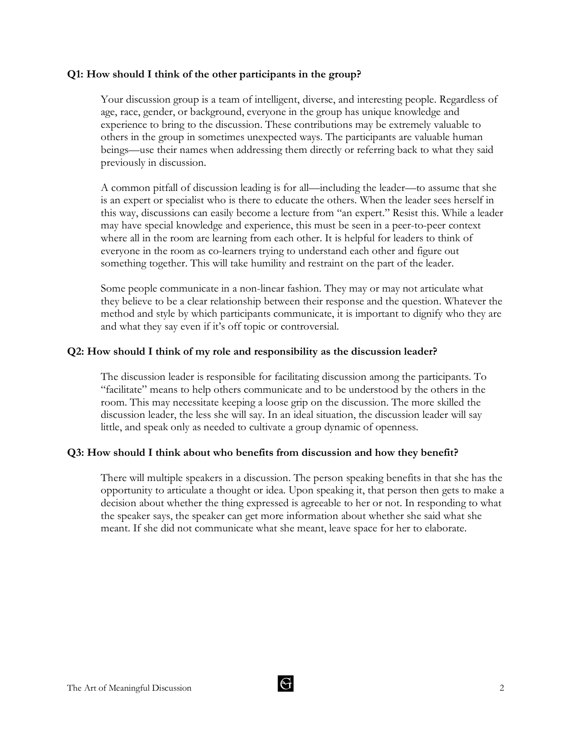**Q1: How should I think of the other participants in the group?**

Your discussion group is a team of intelligent, diverse, and interesting people. Regardless of age, race, gender, or background, everyone in the group has unique knowledge and experience to bring to the discussion. These contributions may be extremely valuable to others in the group in sometimes unexpected ways. The participants are valuable human beings—use their names when addressing them directly or referring back to what they said previously in discussion.

A common pitfall of discussion leading is for all—including the leader—to assume that she is an expert or specialist who is there to educate the others. When the leader sees herself in this way, discussions can easily become a lecture from "an expert." Resist this. While a leader may have special knowledge and experience, this must be seen in a peer-to-peer context where all in the room are learning from each other. It is helpful for leaders to think of everyone in the room as co-learners trying to understand each other and figure out something together. This will take humility and restraint on the part of the leader.

Some people communicate in a non-linear fashion. They may or may not articulate what they believe to be a clear relationship between their response and the question. Whatever the method and style by which participants communicate, it is important to dignify who they are and what they say even if it's off topic or controversial.

**Q2: How should I think of my role and responsibility as the discussion leader?**

The discussion leader is responsible for facilitating discussion among the participants. To "facilitate" means to help others communicate and to be understood by the others in the room. This may necessitate keeping a loose grip on the discussion. The more skilled the discussion leader, the less she will say. In an ideal situation, the discussion leader will say little, and speak only as needed to cultivate a group dynamic of openness.

**Q3: How should I think about who benefits from discussion and how they benefit?**

There will multiple speakers in a discussion. The person speaking benefits in that she has the opportunity to articulate a thought or idea. Upon speaking it, that person then gets to make a decision about whether the thing expressed is agreeable to her or not. In responding to what the speaker says, the speaker can get more information about whether she said what she meant. If she did not communicate what she meant, leave space for her to elaborate.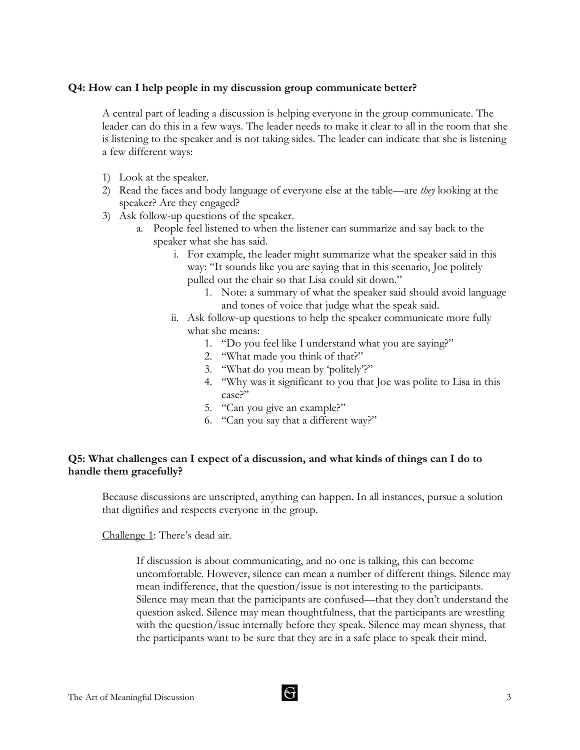**Q4: How can I help people in my discussion group communicate better?**

A central part of leading a discussion is helping everyone in the group communicate. The leader can do this in a few ways. The leader needs to make it clear to all in the room that she is listening to the speaker and is not taking sides. The leader can indicate that she is listening a few different ways:

1) Look at the speaker.
2) Read the faces and body language of everyone else at the table—are *they* looking at the speaker? Are they engaged?
3) Ask follow-up questions of the speaker.
    a. People feel listened to when the listener can summarize and say back to the speaker what she has said.
        i. For example, the leader might summarize what the speaker said in this way: "It sounds like you are saying that in this scenario, Joe politely pulled out the chair so that Lisa could sit down."
            1. Note: a summary of what the speaker said should avoid language and tones of voice that judge what the speak said.
        ii. Ask follow-up questions to help the speaker communicate more fully what she means:
            1. "Do you feel like I understand what you are saying?"
            2. "What made you think of that?"
            3. "What do you mean by 'politely'?"
            4. "Why was it significant to you that Joe was polite to Lisa in this case?"
            5. "Can you give an example?"
            6. "Can you say that a different way?"

**Q5: What challenges can I expect of a discussion, and what kinds of things can I do to handle them gracefully?**

Because discussions are unscripted, anything can happen. In all instances, pursue a solution that dignifies and respects everyone in the group.

<u>Challenge 1</u>: There's dead air.

> If discussion is about communicating, and no one is talking, this can become uncomfortable. However, silence can mean a number of different things. Silence may mean indifference, that the question/issue is not interesting to the participants. Silence may mean that the participants are confused—that they don't understand the question asked. Silence may mean thoughtfulness, that the participants are wrestling with the question/issue internally before they speak. Silence may mean shyness, that the participants want to be sure that they are in a safe place to speak their mind.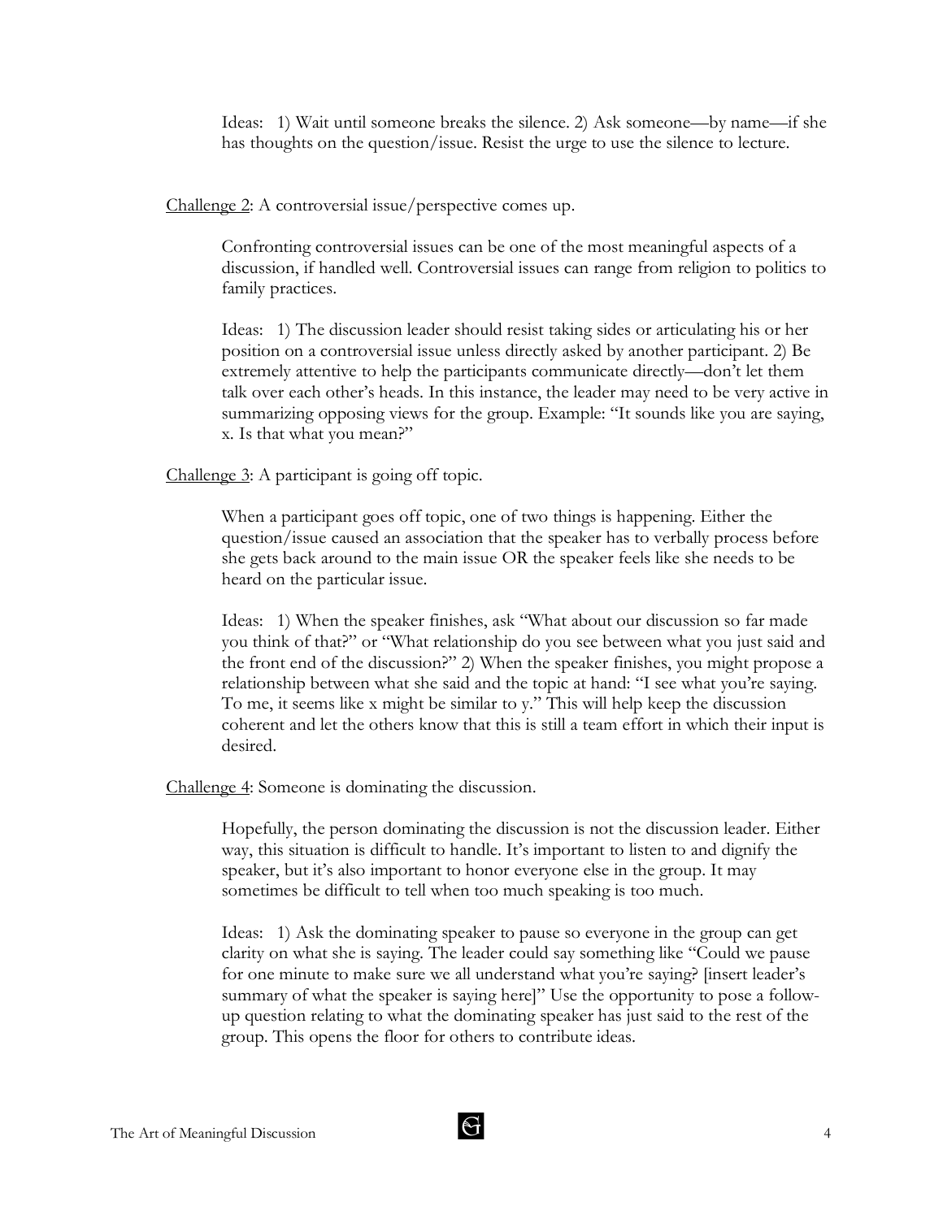Ideas: 1) Wait until someone breaks the silence. 2) Ask someone—by name—if she has thoughts on the question/issue. Resist the urge to use the silence to lecture.

Challenge 2: A controversial issue/perspective comes up.

Confronting controversial issues can be one of the most meaningful aspects of a discussion, if handled well. Controversial issues can range from religion to politics to family practices.

Ideas: 1) The discussion leader should resist taking sides or articulating his or her position on a controversial issue unless directly asked by another participant. 2) Be extremely attentive to help the participants communicate directly—don't let them talk over each other's heads. In this instance, the leader may need to be very active in summarizing opposing views for the group. Example: "It sounds like you are saying, x. Is that what you mean?"

Challenge 3: A participant is going off topic.

When a participant goes off topic, one of two things is happening. Either the question/issue caused an association that the speaker has to verbally process before she gets back around to the main issue OR the speaker feels like she needs to be heard on the particular issue.

Ideas: 1) When the speaker finishes, ask "What about our discussion so far made you think of that?" or "What relationship do you see between what you just said and the front end of the discussion?" 2) When the speaker finishes, you might propose a relationship between what she said and the topic at hand: "I see what you're saying. To me, it seems like x might be similar to y." This will help keep the discussion coherent and let the others know that this is still a team effort in which their input is desired.

Challenge 4: Someone is dominating the discussion.

Hopefully, the person dominating the discussion is not the discussion leader. Either way, this situation is difficult to handle. It's important to listen to and dignify the speaker, but it's also important to honor everyone else in the group. It may sometimes be difficult to tell when too much speaking is too much.

Ideas: 1) Ask the dominating speaker to pause so everyone in the group can get clarity on what she is saying. The leader could say something like "Could we pause for one minute to make sure we all understand what you're saying? [insert leader's summary of what the speaker is saying here]" Use the opportunity to pose a follow-up question relating to what the dominating speaker has just said to the rest of the group. This opens the floor for others to contribute ideas.